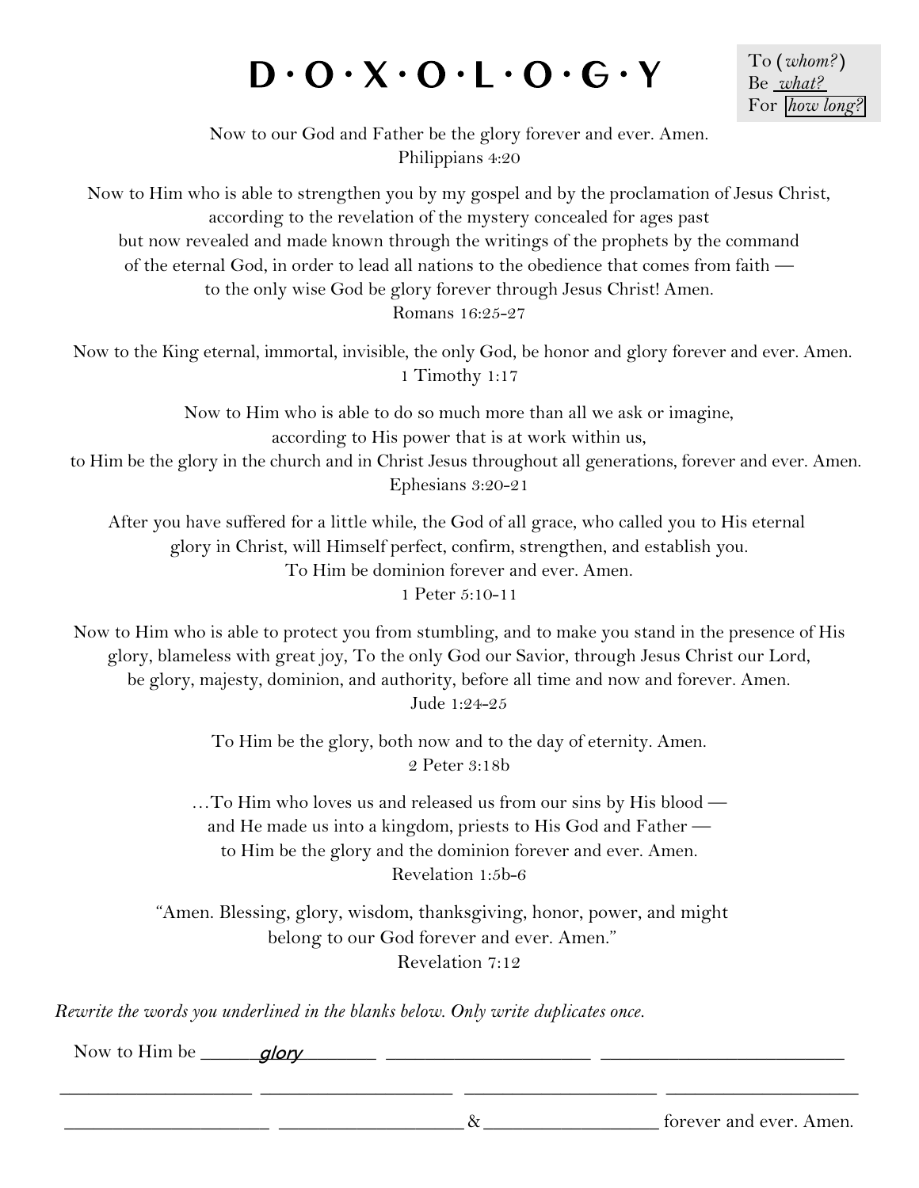# D·O·X·O·L·O·G·Y

To (*whom?*)
Be *what?*
For *how long?*

Now to our God and Father be the glory forever and ever. Amen.
Philippians 4:20

Now to Him who is able to strengthen you by my gospel and by the proclamation of Jesus Christ,
according to the revelation of the mystery concealed for ages past
but now revealed and made known through the writings of the prophets by the command
of the eternal God, in order to lead all nations to the obedience that comes from faith —
to the only wise God be glory forever through Jesus Christ! Amen.
Romans 16:25-27

Now to the King eternal, immortal, invisible, the only God, be honor and glory forever and ever. Amen.
1 Timothy 1:17

Now to Him who is able to do so much more than all we ask or imagine,
according to His power that is at work within us,
to Him be the glory in the church and in Christ Jesus throughout all generations, forever and ever. Amen.
Ephesians 3:20-21

After you have suffered for a little while, the God of all grace, who called you to His eternal
glory in Christ, will Himself perfect, confirm, strengthen, and establish you.
To Him be dominion forever and ever. Amen.
1 Peter 5:10-11

Now to Him who is able to protect you from stumbling, and to make you stand in the presence of His
glory, blameless with great joy, To the only God our Savior, through Jesus Christ our Lord,
be glory, majesty, dominion, and authority, before all time and now and forever. Amen.
Jude 1:24-25

To Him be the glory, both now and to the day of eternity. Amen.
2 Peter 3:18b

…To Him who loves us and released us from our sins by His blood —
and He made us into a kingdom, priests to His God and Father —
to Him be the glory and the dominion forever and ever. Amen.
Revelation 1:5b-6

"Amen. Blessing, glory, wisdom, thanksgiving, honor, power, and might
belong to our God forever and ever. Amen."
Revelation 7:12

*Rewrite the words you underlined in the blanks below. Only write duplicates once.*

Now to Him be ______*glory*________ ____________________ ________________________

____________________ ____________________ ____________________ ____________________

____________________ ____________________&____________________ forever and ever. Amen.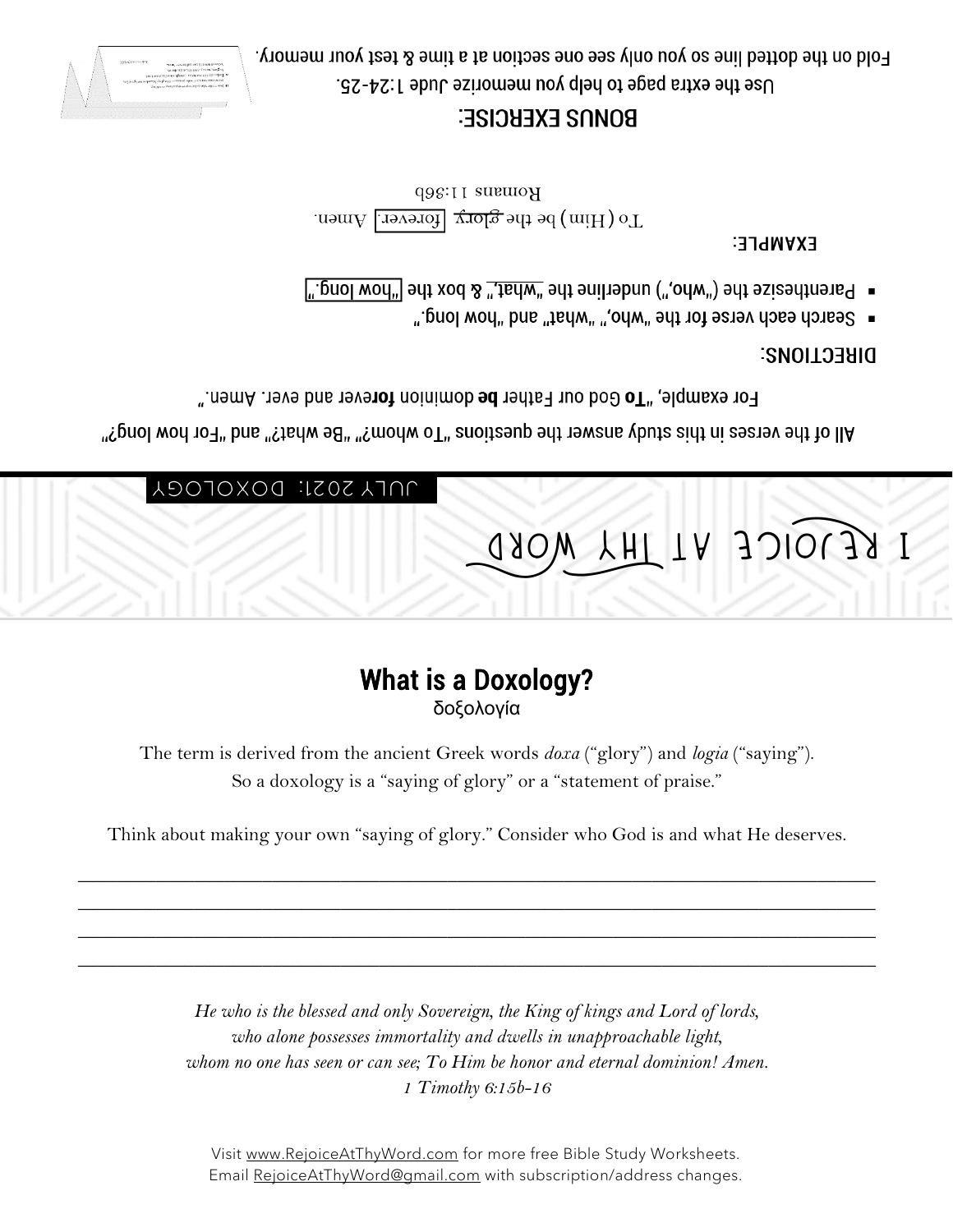Fold on the dotted line so you only see one section at a time & test your memory.

Use the extra page to help you memorize Jude 1:24-25.

**BONUS EXERCISE:**

Romans 11:36b

To (Him) be the glory forever. Amen.

**EXAMPLE:**

- Parenthesize the ("who,") underline the "what," & box the "how long."
- Search each verse for the "who," "what" and "how long."

**DIRECTIONS:**

For example, "**To** God our Father **be** dominion **for**ever and ever. Amen."

All of the verses in this study answer the questions "To whom?" "Be what?" and "For how long?"

JULY 2021: DOXOLOGY

I REJOICE AT THY WORD

## What is a Doxology?

δοξολογία

The term is derived from the ancient Greek words *doxa* ("glory") and *logia* ("saying"). So a doxology is a "saying of glory" or a "statement of praise."

Think about making your own "saying of glory." Consider who God is and what He deserves.

\_\_\_\_\_\_\_\_\_\_\_\_\_\_\_\_\_\_\_\_\_\_\_\_\_\_\_\_\_\_\_\_\_\_\_\_\_\_\_\_\_\_\_\_\_\_\_\_\_\_\_\_\_\_\_\_\_\_\_\_\_\_\_\_\_\_\_\_\_\_\_\_

\_\_\_\_\_\_\_\_\_\_\_\_\_\_\_\_\_\_\_\_\_\_\_\_\_\_\_\_\_\_\_\_\_\_\_\_\_\_\_\_\_\_\_\_\_\_\_\_\_\_\_\_\_\_\_\_\_\_\_\_\_\_\_\_\_\_\_\_\_\_\_\_

\_\_\_\_\_\_\_\_\_\_\_\_\_\_\_\_\_\_\_\_\_\_\_\_\_\_\_\_\_\_\_\_\_\_\_\_\_\_\_\_\_\_\_\_\_\_\_\_\_\_\_\_\_\_\_\_\_\_\_\_\_\_\_\_\_\_\_\_\_\_\_\_

\_\_\_\_\_\_\_\_\_\_\_\_\_\_\_\_\_\_\_\_\_\_\_\_\_\_\_\_\_\_\_\_\_\_\_\_\_\_\_\_\_\_\_\_\_\_\_\_\_\_\_\_\_\_\_\_\_\_\_\_\_\_\_\_\_\_\_\_\_\_\_\_

*He who is the blessed and only Sovereign, the King of kings and Lord of lords,*
*who alone possesses immortality and dwells in unapproachable light,*
*whom no one has seen or can see; To Him be honor and eternal dominion! Amen.*
*1 Timothy 6:15b-16*

Visit www.RejoiceAtThyWord.com for more free Bible Study Worksheets.
Email RejoiceAtThyWord@gmail.com with subscription/address changes.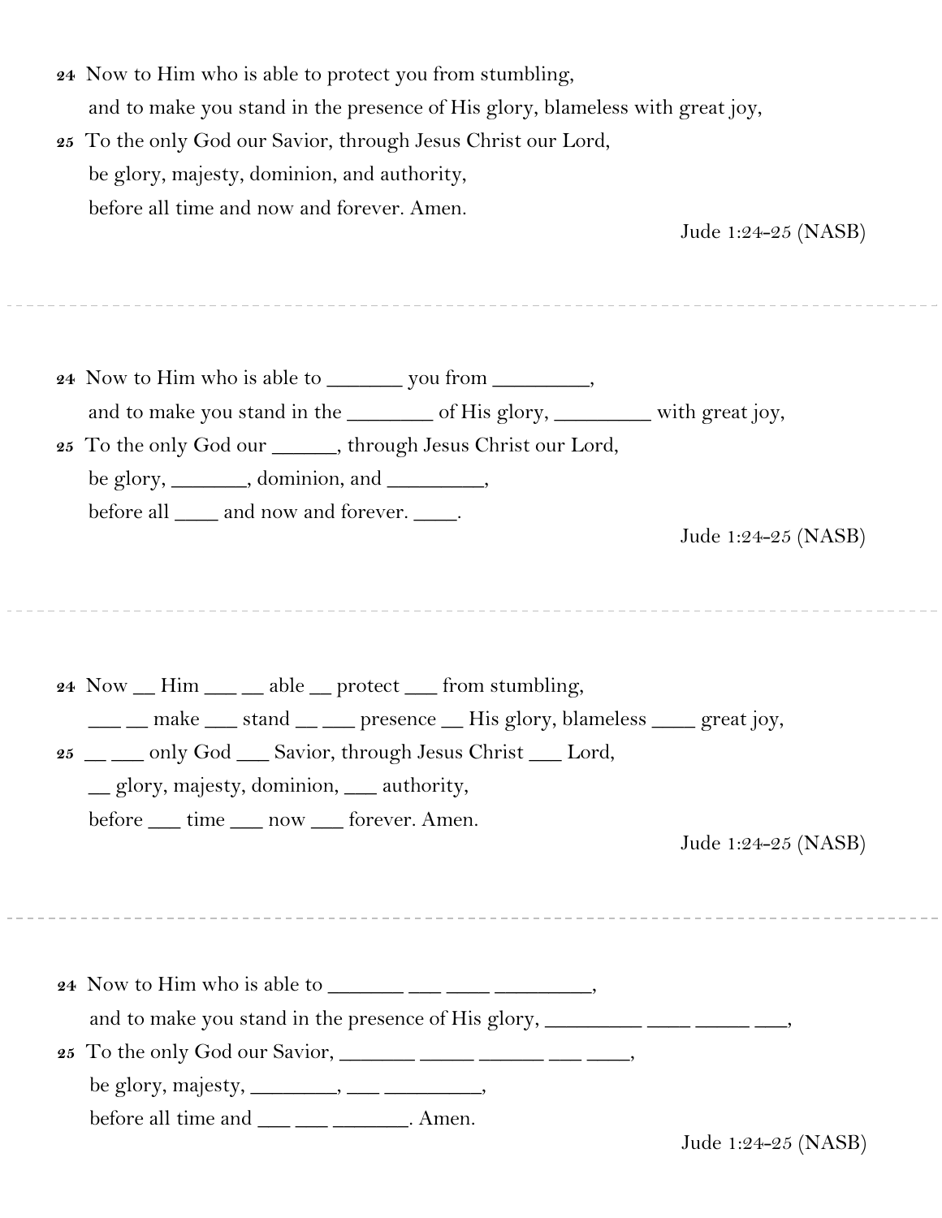24 Now to Him who is able to protect you from stumbling,
and to make you stand in the presence of His glory, blameless with great joy,
25 To the only God our Savior, through Jesus Christ our Lord,
be glory, majesty, dominion, and authority,
before all time and now and forever. Amen.

Jude 1:24-25 (NASB)

---

24 Now to Him who is able to _______ you from _________,
and to make you stand in the ________ of His glory, _________ with great joy,
25 To the only God our ______, through Jesus Christ our Lord,
be glory, _______, dominion, and _________,
before all ____ and now and forever. ____.

Jude 1:24-25 (NASB)

---

24 Now __ Him ___ __ able __ protect ___ from stumbling,
___ __ make ___ stand __ ___ presence __ His glory, blameless ____ great joy,
25 __ ___ only God ___ Savior, through Jesus Christ ___ Lord,
__ glory, majesty, dominion, ___ authority,
before ___ time ___ now ___ forever. Amen.

Jude 1:24-25 (NASB)

---

24 Now to Him who is able to _______ ___ ____ _________,
and to make you stand in the presence of His glory, _________ ____ _____ ___,
25 To the only God our Savior, _______ _____ ______ ___ ____,
be glory, majesty, ________, ___ _________,
before all time and ___ ___ _______. Amen.

Jude 1:24-25 (NASB)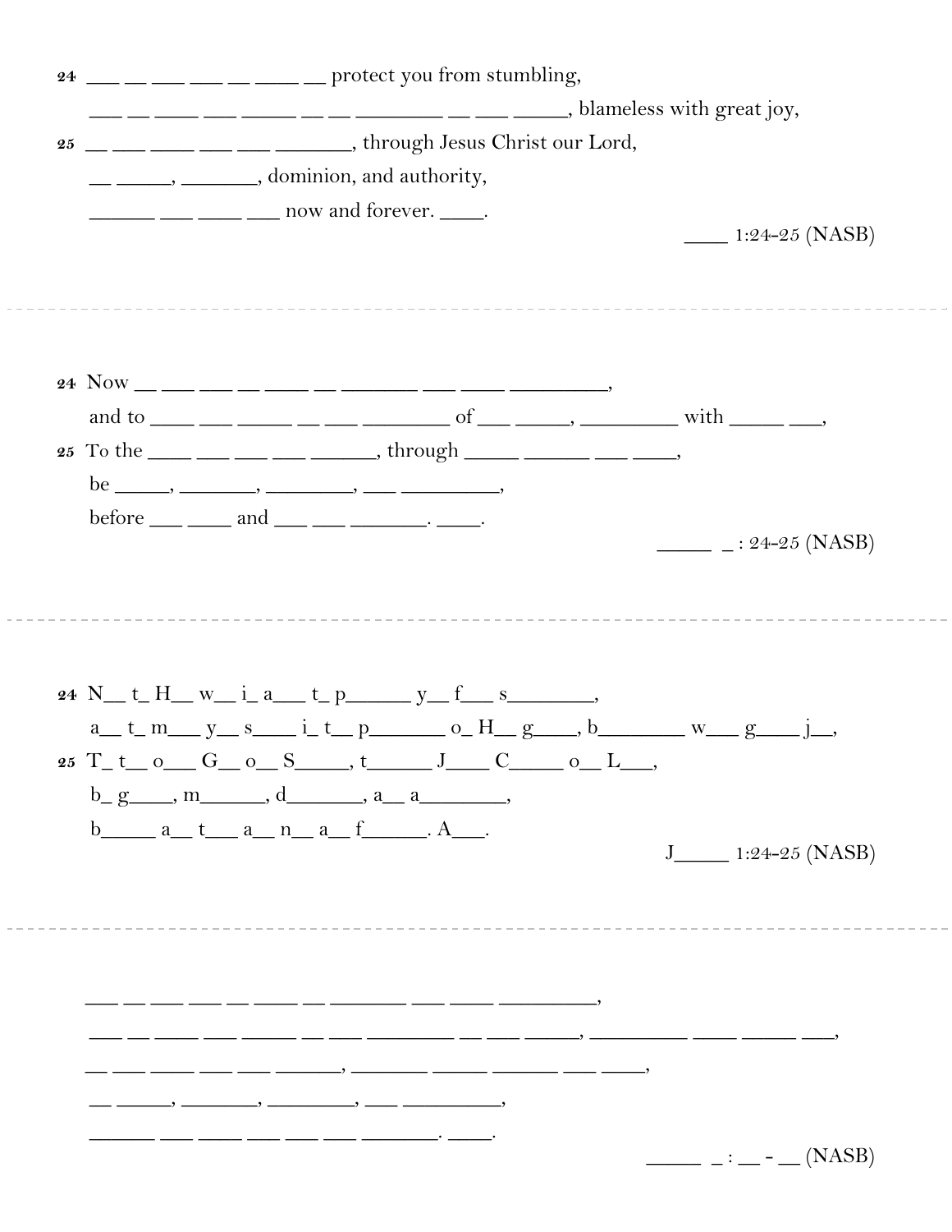**24** ___ __ ___ ___ __ ____ __ protect you from stumbling,

___ __ ____ ___ _____ __ __ ________ __ ___ _____, blameless with great joy,

**25** __ ___ ____ ___ ___ _______, through Jesus Christ our Lord,

__ _____, _______, dominion, and authority,

______ ___ ____ ___ now and forever. ____.

____ 1:24-25 (NASB)

---

**24** Now __ ___ ___ __ ____ __ _______ ___ ____ _________,

and to ____ ___ _____ __ ___ ________ of ___ _____, _________ with _____ ___,

**25** To the ____ ___ ___ ___ ______, through _____ ______ ___ ____,

be _____, _______, ________, ___ _________,

before ___ ____ and ___ ___ _______. ____.

_____ _ : 24-25 (NASB)

---

**24** N__ t_ H__ w__ i_ a___ t_ p______ y__ f___ s________,

a__ t_ m___ y__ s____ i_ t__ p_______ o_ H__ g____, b________ w___ g____ j__,

**25** T_ t__ o___ G__ o__ S_____, t______ J____ C_____ o__ L___,

b_ g____, m______, d_______, a__ a________,

b_____ a__ t___ a__ n__ a__ f______. A___.

J_____ 1:24-25 (NASB)

---

___ __ ___ ___ __ ____ __ _______ ___ ____ _________,

___ __ ____ ___ _____ __ ___ ________ __ ___ _____, _________ ____ _____ ___,

__ ___ ____ ___ ___ ______, _______ _____ ______ ___ ____,

__ _____, _______, ________, ___ _________,

______ ___ ____ ___ ___ ___ _______. ____.

_____ _ : __ - __ (NASB)